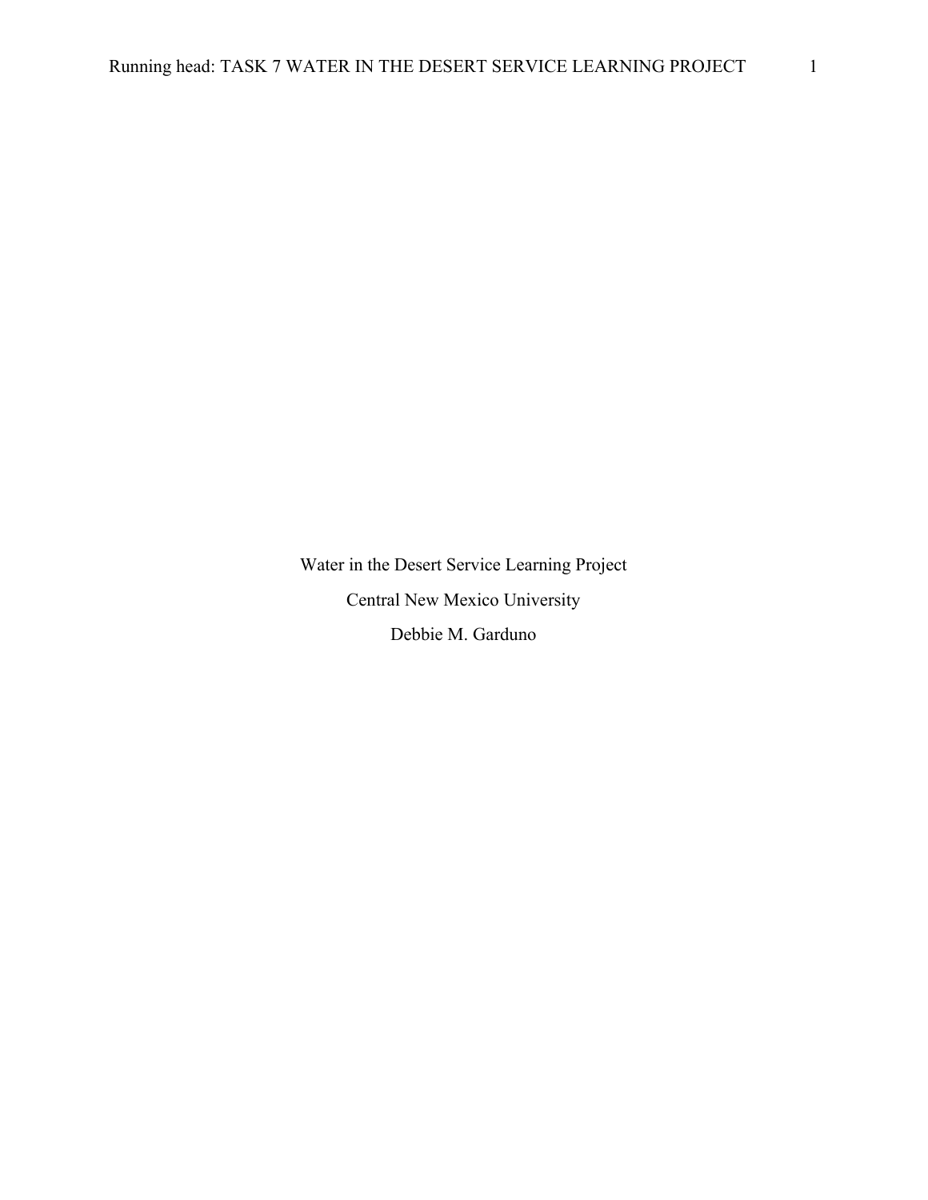Water in the Desert Service Learning Project

Central New Mexico University

Debbie M. Garduno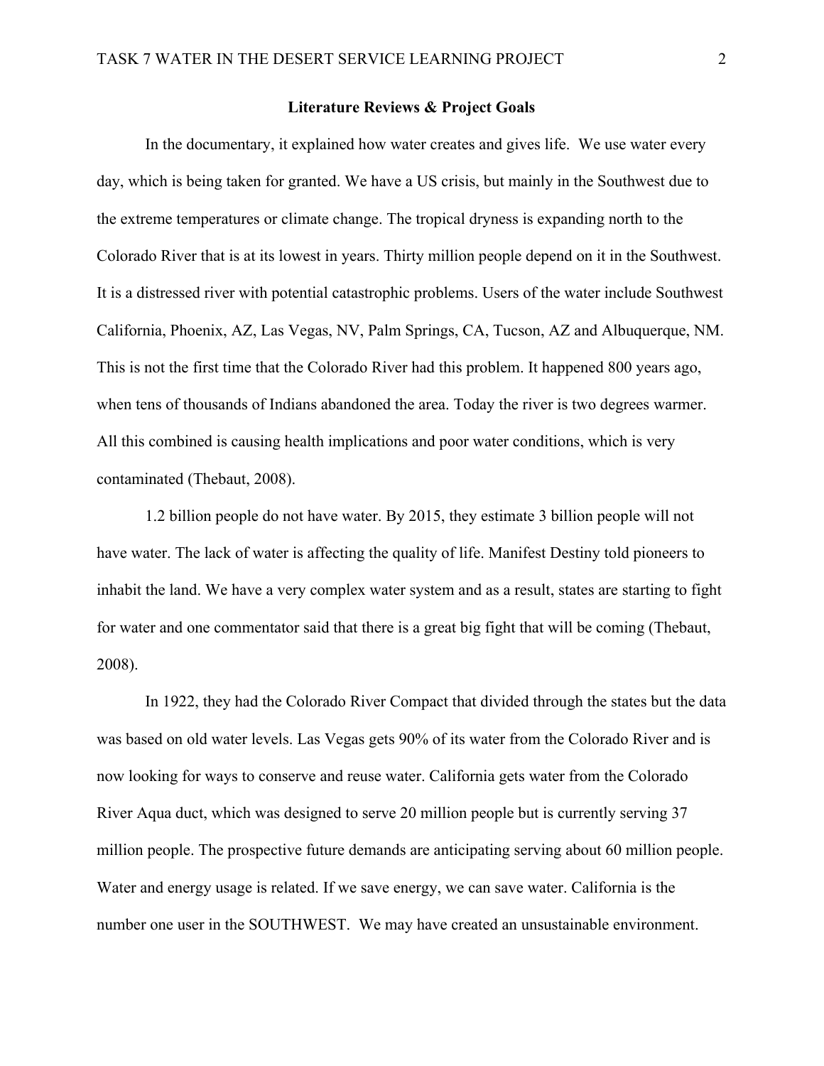## Literature Reviews & Project Goals

In the documentary, it explained how water creates and gives life. We use water every day, which is being taken for granted. We have a US crisis, but mainly in the Southwest due to the extreme temperatures or climate change. The tropical dryness is expanding north to the Colorado River that is at its lowest in years. Thirty million people depend on it in the Southwest. It is a distressed river with potential catastrophic problems. Users of the water include Southwest California, Phoenix, AZ, Las Vegas, NV, Palm Springs, CA, Tucson, AZ and Albuquerque, NM. This is not the first time that the Colorado River had this problem. It happened 800 years ago, when tens of thousands of Indians abandoned the area. Today the river is two degrees warmer. All this combined is causing health implications and poor water conditions, which is very contaminated (Thebaut, 2008).

1.2 billion people do not have water. By 2015, they estimate 3 billion people will not have water. The lack of water is affecting the quality of life. Manifest Destiny told pioneers to inhabit the land. We have a very complex water system and as a result, states are starting to fight for water and one commentator said that there is a great big fight that will be coming (Thebaut, 2008).

In 1922, they had the Colorado River Compact that divided through the states but the data was based on old water levels. Las Vegas gets 90% of its water from the Colorado River and is now looking for ways to conserve and reuse water. California gets water from the Colorado River Aqua duct, which was designed to serve 20 million people but is currently serving 37 million people. The prospective future demands are anticipating serving about 60 million people. Water and energy usage is related. If we save energy, we can save water. California is the number one user in the SOUTHWEST. We may have created an unsustainable environment.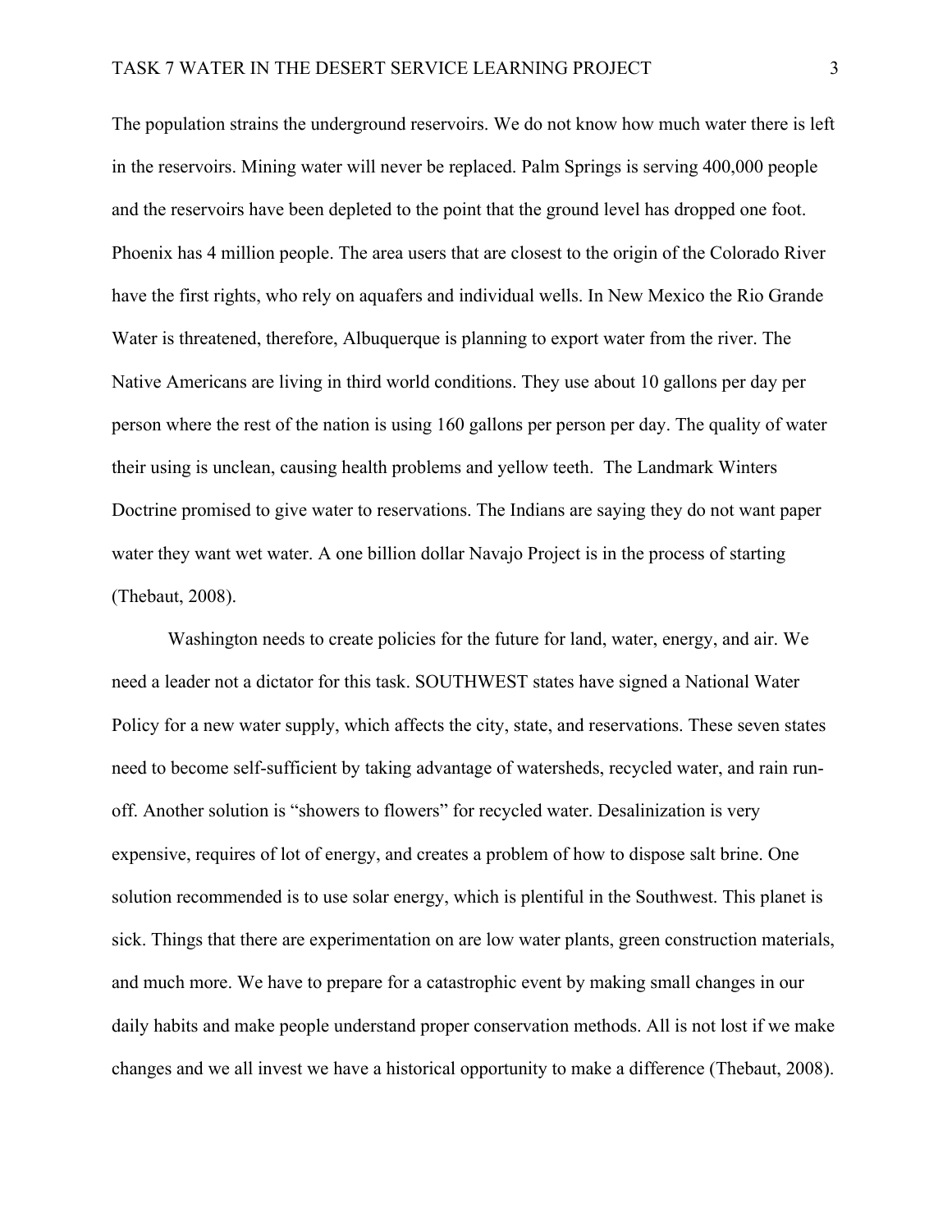The population strains the underground reservoirs. We do not know how much water there is left in the reservoirs. Mining water will never be replaced. Palm Springs is serving 400,000 people and the reservoirs have been depleted to the point that the ground level has dropped one foot. Phoenix has 4 million people. The area users that are closest to the origin of the Colorado River have the first rights, who rely on aquafers and individual wells. In New Mexico the Rio Grande Water is threatened, therefore, Albuquerque is planning to export water from the river. The Native Americans are living in third world conditions. They use about 10 gallons per day per person where the rest of the nation is using 160 gallons per person per day. The quality of water their using is unclean, causing health problems and yellow teeth. The Landmark Winters Doctrine promised to give water to reservations. The Indians are saying they do not want paper water they want wet water. A one billion dollar Navajo Project is in the process of starting (Thebaut, 2008).

Washington needs to create policies for the future for land, water, energy, and air. We need a leader not a dictator for this task. SOUTHWEST states have signed a National Water Policy for a new water supply, which affects the city, state, and reservations. These seven states need to become self-sufficient by taking advantage of watersheds, recycled water, and rain run-off. Another solution is "showers to flowers" for recycled water. Desalinization is very expensive, requires of lot of energy, and creates a problem of how to dispose salt brine. One solution recommended is to use solar energy, which is plentiful in the Southwest. This planet is sick. Things that there are experimentation on are low water plants, green construction materials, and much more. We have to prepare for a catastrophic event by making small changes in our daily habits and make people understand proper conservation methods. All is not lost if we make changes and we all invest we have a historical opportunity to make a difference (Thebaut, 2008).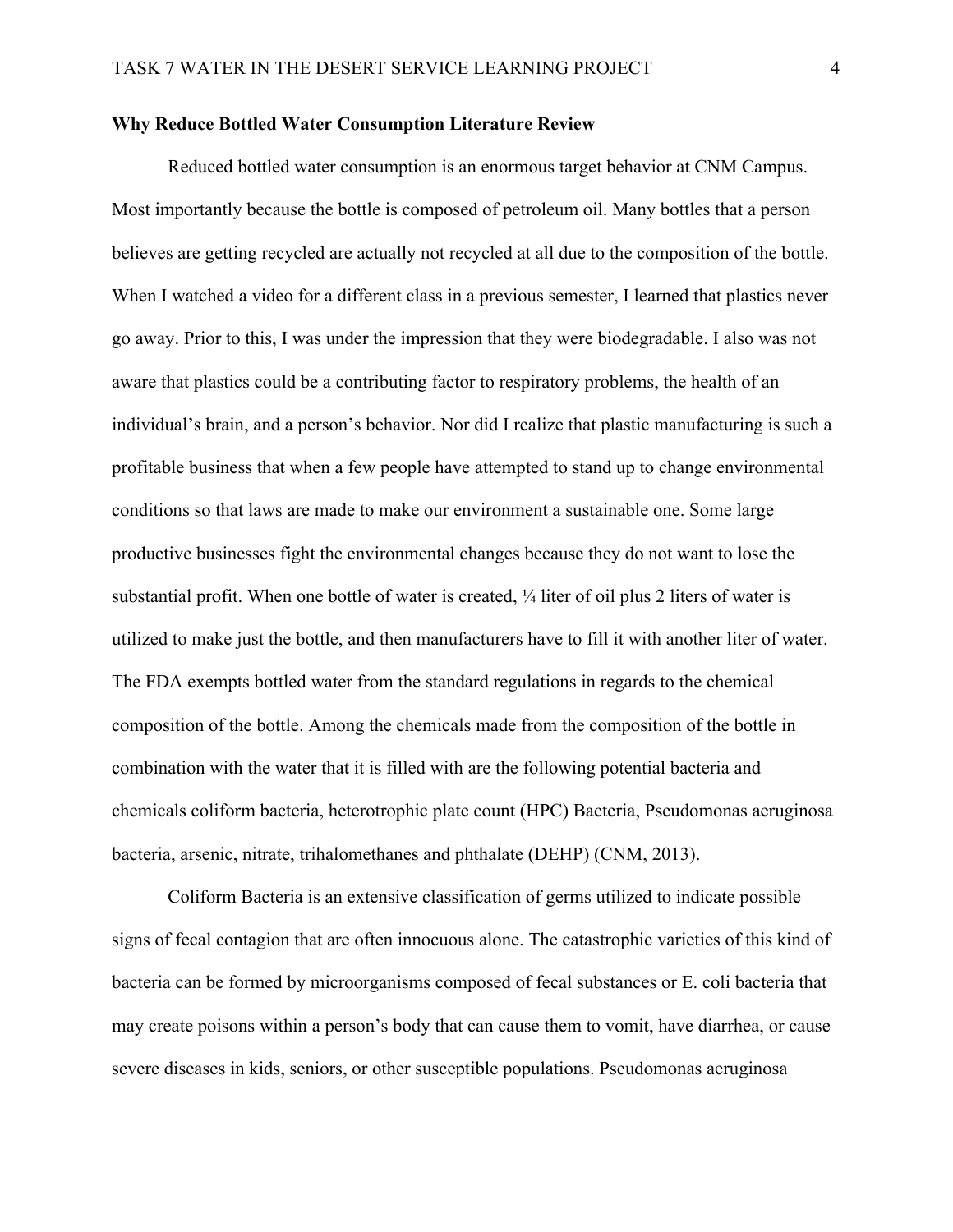**Why Reduce Bottled Water Consumption Literature Review**

Reduced bottled water consumption is an enormous target behavior at CNM Campus. Most importantly because the bottle is composed of petroleum oil. Many bottles that a person believes are getting recycled are actually not recycled at all due to the composition of the bottle. When I watched a video for a different class in a previous semester, I learned that plastics never go away. Prior to this, I was under the impression that they were biodegradable. I also was not aware that plastics could be a contributing factor to respiratory problems, the health of an individual's brain, and a person's behavior. Nor did I realize that plastic manufacturing is such a profitable business that when a few people have attempted to stand up to change environmental conditions so that laws are made to make our environment a sustainable one. Some large productive businesses fight the environmental changes because they do not want to lose the substantial profit. When one bottle of water is created, ¼ liter of oil plus 2 liters of water is utilized to make just the bottle, and then manufacturers have to fill it with another liter of water. The FDA exempts bottled water from the standard regulations in regards to the chemical composition of the bottle. Among the chemicals made from the composition of the bottle in combination with the water that it is filled with are the following potential bacteria and chemicals coliform bacteria, heterotrophic plate count (HPC) Bacteria, Pseudomonas aeruginosa bacteria, arsenic, nitrate, trihalomethanes and phthalate (DEHP) (CNM, 2013).

Coliform Bacteria is an extensive classification of germs utilized to indicate possible signs of fecal contagion that are often innocuous alone. The catastrophic varieties of this kind of bacteria can be formed by microorganisms composed of fecal substances or E. coli bacteria that may create poisons within a person's body that can cause them to vomit, have diarrhea, or cause severe diseases in kids, seniors, or other susceptible populations. Pseudomonas aeruginosa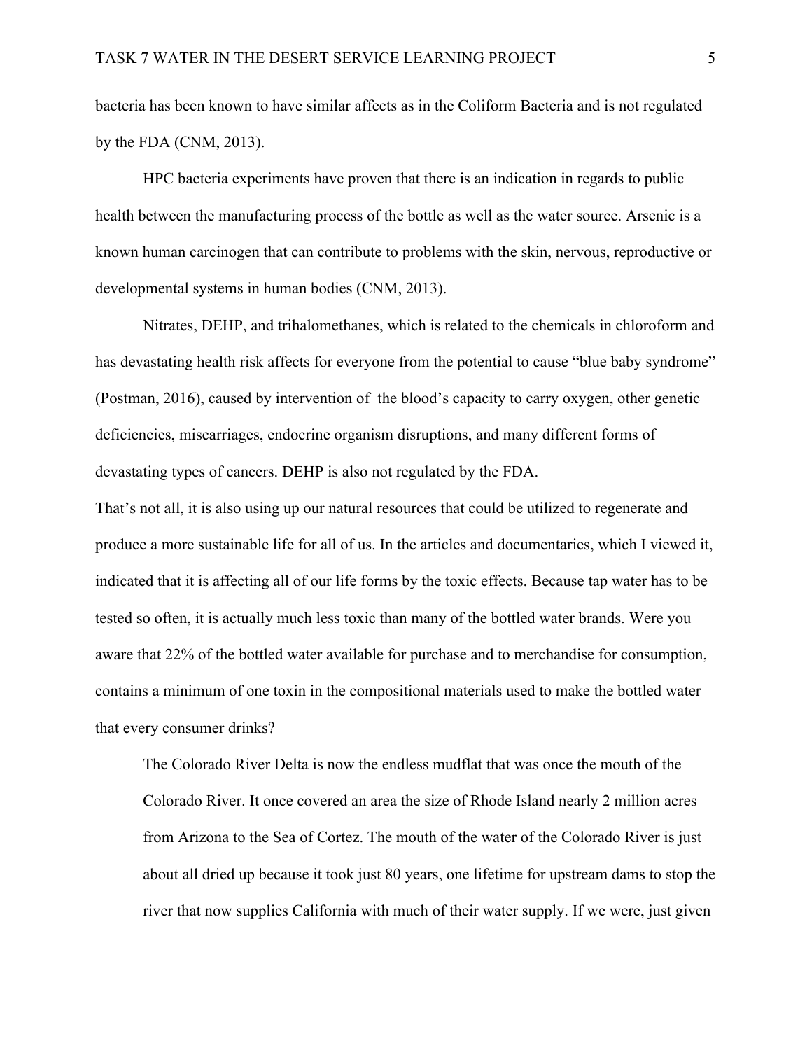bacteria has been known to have similar affects as in the Coliform Bacteria and is not regulated by the FDA (CNM, 2013).

HPC bacteria experiments have proven that there is an indication in regards to public health between the manufacturing process of the bottle as well as the water source. Arsenic is a known human carcinogen that can contribute to problems with the skin, nervous, reproductive or developmental systems in human bodies (CNM, 2013).

Nitrates, DEHP, and trihalomethanes, which is related to the chemicals in chloroform and has devastating health risk affects for everyone from the potential to cause "blue baby syndrome" (Postman, 2016), caused by intervention of the blood's capacity to carry oxygen, other genetic deficiencies, miscarriages, endocrine organism disruptions, and many different forms of devastating types of cancers. DEHP is also not regulated by the FDA.

That's not all, it is also using up our natural resources that could be utilized to regenerate and produce a more sustainable life for all of us. In the articles and documentaries, which I viewed it, indicated that it is affecting all of our life forms by the toxic effects. Because tap water has to be tested so often, it is actually much less toxic than many of the bottled water brands. Were you aware that 22% of the bottled water available for purchase and to merchandise for consumption, contains a minimum of one toxin in the compositional materials used to make the bottled water that every consumer drinks?

> The Colorado River Delta is now the endless mudflat that was once the mouth of the Colorado River. It once covered an area the size of Rhode Island nearly 2 million acres from Arizona to the Sea of Cortez. The mouth of the water of the Colorado River is just about all dried up because it took just 80 years, one lifetime for upstream dams to stop the river that now supplies California with much of their water supply. If we were, just given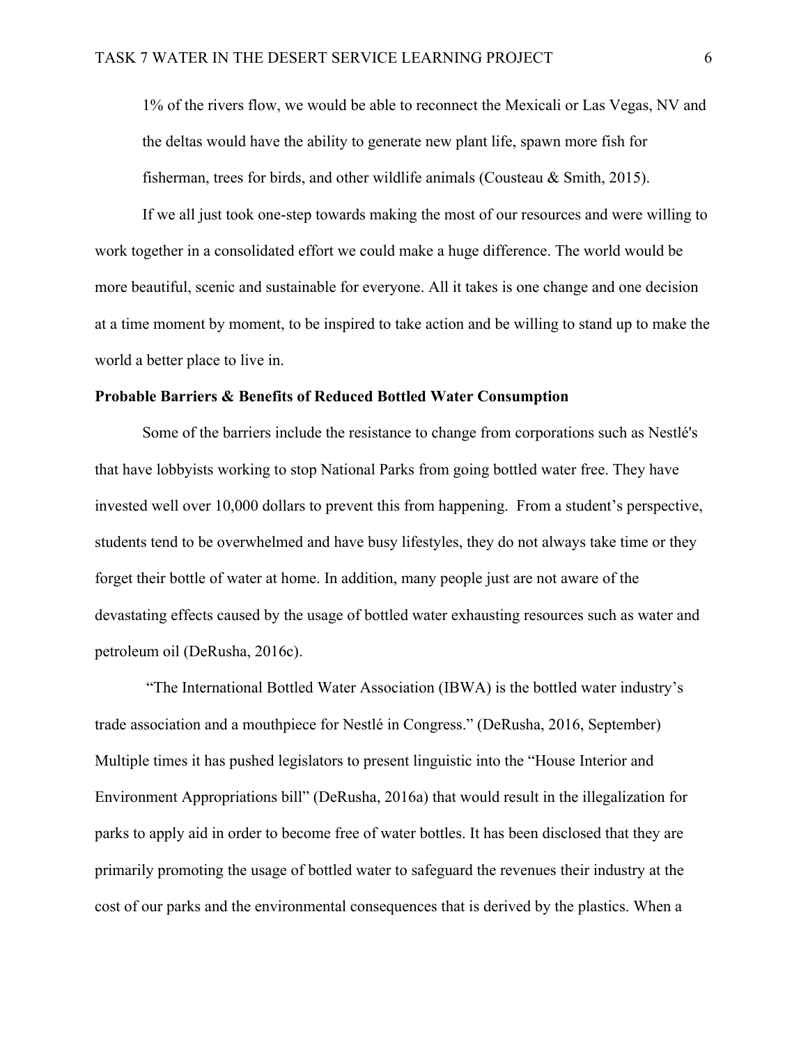1% of the rivers flow, we would be able to reconnect the Mexicali or Las Vegas, NV and the deltas would have the ability to generate new plant life, spawn more fish for fisherman, trees for birds, and other wildlife animals (Cousteau & Smith, 2015).

If we all just took one-step towards making the most of our resources and were willing to work together in a consolidated effort we could make a huge difference. The world would be more beautiful, scenic and sustainable for everyone. All it takes is one change and one decision at a time moment by moment, to be inspired to take action and be willing to stand up to make the world a better place to live in.

**Probable Barriers & Benefits of Reduced Bottled Water Consumption**

Some of the barriers include the resistance to change from corporations such as Nestlé's that have lobbyists working to stop National Parks from going bottled water free. They have invested well over 10,000 dollars to prevent this from happening. From a student's perspective, students tend to be overwhelmed and have busy lifestyles, they do not always take time or they forget their bottle of water at home. In addition, many people just are not aware of the devastating effects caused by the usage of bottled water exhausting resources such as water and petroleum oil (DeRusha, 2016c).

"The International Bottled Water Association (IBWA) is the bottled water industry's trade association and a mouthpiece for Nestlé in Congress." (DeRusha, 2016, September) Multiple times it has pushed legislators to present linguistic into the "House Interior and Environment Appropriations bill" (DeRusha, 2016a) that would result in the illegalization for parks to apply aid in order to become free of water bottles. It has been disclosed that they are primarily promoting the usage of bottled water to safeguard the revenues their industry at the cost of our parks and the environmental consequences that is derived by the plastics. When a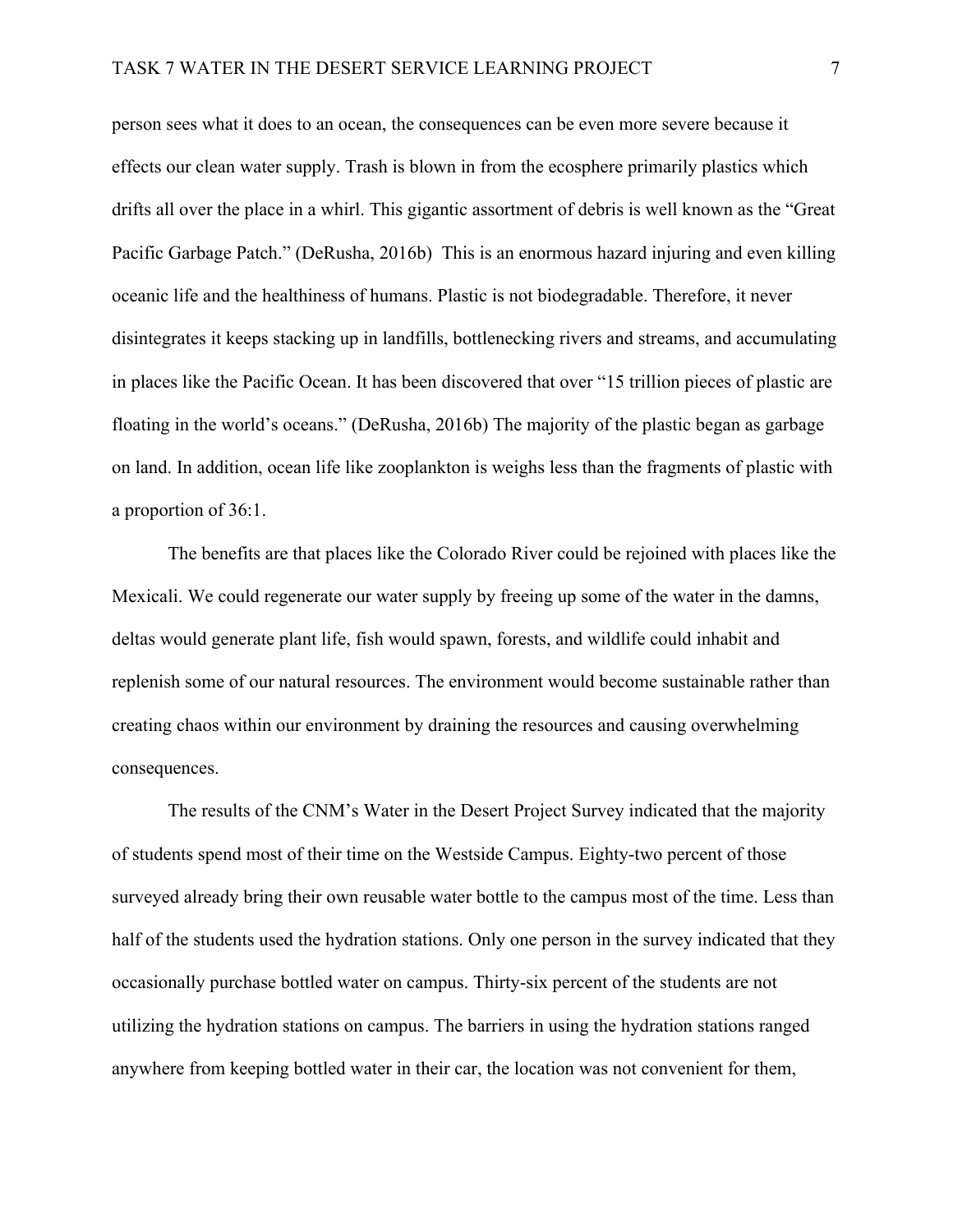person sees what it does to an ocean, the consequences can be even more severe because it effects our clean water supply. Trash is blown in from the ecosphere primarily plastics which drifts all over the place in a whirl. This gigantic assortment of debris is well known as the "Great Pacific Garbage Patch." (DeRusha, 2016b) This is an enormous hazard injuring and even killing oceanic life and the healthiness of humans. Plastic is not biodegradable. Therefore, it never disintegrates it keeps stacking up in landfills, bottlenecking rivers and streams, and accumulating in places like the Pacific Ocean. It has been discovered that over "15 trillion pieces of plastic are floating in the world's oceans." (DeRusha, 2016b) The majority of the plastic began as garbage on land. In addition, ocean life like zooplankton is weighs less than the fragments of plastic with a proportion of 36:1.

The benefits are that places like the Colorado River could be rejoined with places like the Mexicali. We could regenerate our water supply by freeing up some of the water in the damns, deltas would generate plant life, fish would spawn, forests, and wildlife could inhabit and replenish some of our natural resources. The environment would become sustainable rather than creating chaos within our environment by draining the resources and causing overwhelming consequences.

The results of the CNM's Water in the Desert Project Survey indicated that the majority of students spend most of their time on the Westside Campus. Eighty-two percent of those surveyed already bring their own reusable water bottle to the campus most of the time. Less than half of the students used the hydration stations. Only one person in the survey indicated that they occasionally purchase bottled water on campus. Thirty-six percent of the students are not utilizing the hydration stations on campus. The barriers in using the hydration stations ranged anywhere from keeping bottled water in their car, the location was not convenient for them,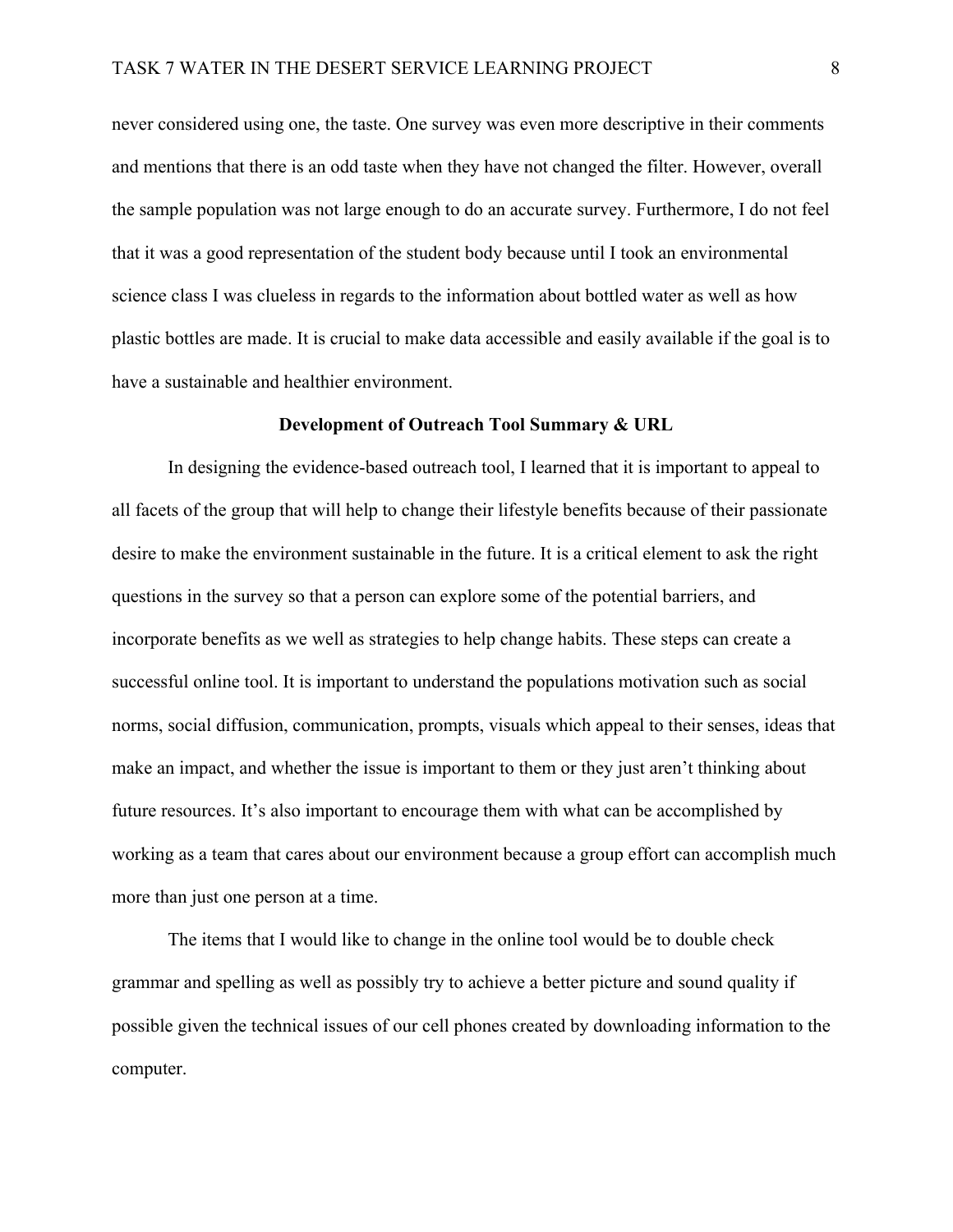never considered using one, the taste. One survey was even more descriptive in their comments and mentions that there is an odd taste when they have not changed the filter. However, overall the sample population was not large enough to do an accurate survey. Furthermore, I do not feel that it was a good representation of the student body because until I took an environmental science class I was clueless in regards to the information about bottled water as well as how plastic bottles are made. It is crucial to make data accessible and easily available if the goal is to have a sustainable and healthier environment.

## Development of Outreach Tool Summary & URL

In designing the evidence-based outreach tool, I learned that it is important to appeal to all facets of the group that will help to change their lifestyle benefits because of their passionate desire to make the environment sustainable in the future. It is a critical element to ask the right questions in the survey so that a person can explore some of the potential barriers, and incorporate benefits as we well as strategies to help change habits. These steps can create a successful online tool. It is important to understand the populations motivation such as social norms, social diffusion, communication, prompts, visuals which appeal to their senses, ideas that make an impact, and whether the issue is important to them or they just aren't thinking about future resources. It's also important to encourage them with what can be accomplished by working as a team that cares about our environment because a group effort can accomplish much more than just one person at a time.

The items that I would like to change in the online tool would be to double check grammar and spelling as well as possibly try to achieve a better picture and sound quality if possible given the technical issues of our cell phones created by downloading information to the computer.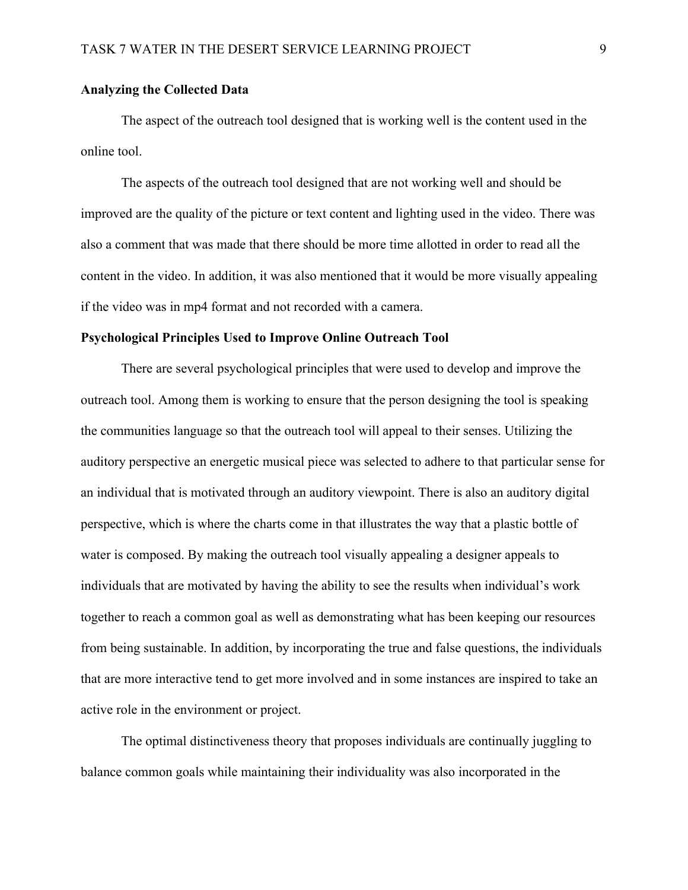**Analyzing the Collected Data**

The aspect of the outreach tool designed that is working well is the content used in the online tool.

The aspects of the outreach tool designed that are not working well and should be improved are the quality of the picture or text content and lighting used in the video. There was also a comment that was made that there should be more time allotted in order to read all the content in the video. In addition, it was also mentioned that it would be more visually appealing if the video was in mp4 format and not recorded with a camera.

**Psychological Principles Used to Improve Online Outreach Tool**

There are several psychological principles that were used to develop and improve the outreach tool. Among them is working to ensure that the person designing the tool is speaking the communities language so that the outreach tool will appeal to their senses. Utilizing the auditory perspective an energetic musical piece was selected to adhere to that particular sense for an individual that is motivated through an auditory viewpoint. There is also an auditory digital perspective, which is where the charts come in that illustrates the way that a plastic bottle of water is composed. By making the outreach tool visually appealing a designer appeals to individuals that are motivated by having the ability to see the results when individual's work together to reach a common goal as well as demonstrating what has been keeping our resources from being sustainable. In addition, by incorporating the true and false questions, the individuals that are more interactive tend to get more involved and in some instances are inspired to take an active role in the environment or project.

The optimal distinctiveness theory that proposes individuals are continually juggling to balance common goals while maintaining their individuality was also incorporated in the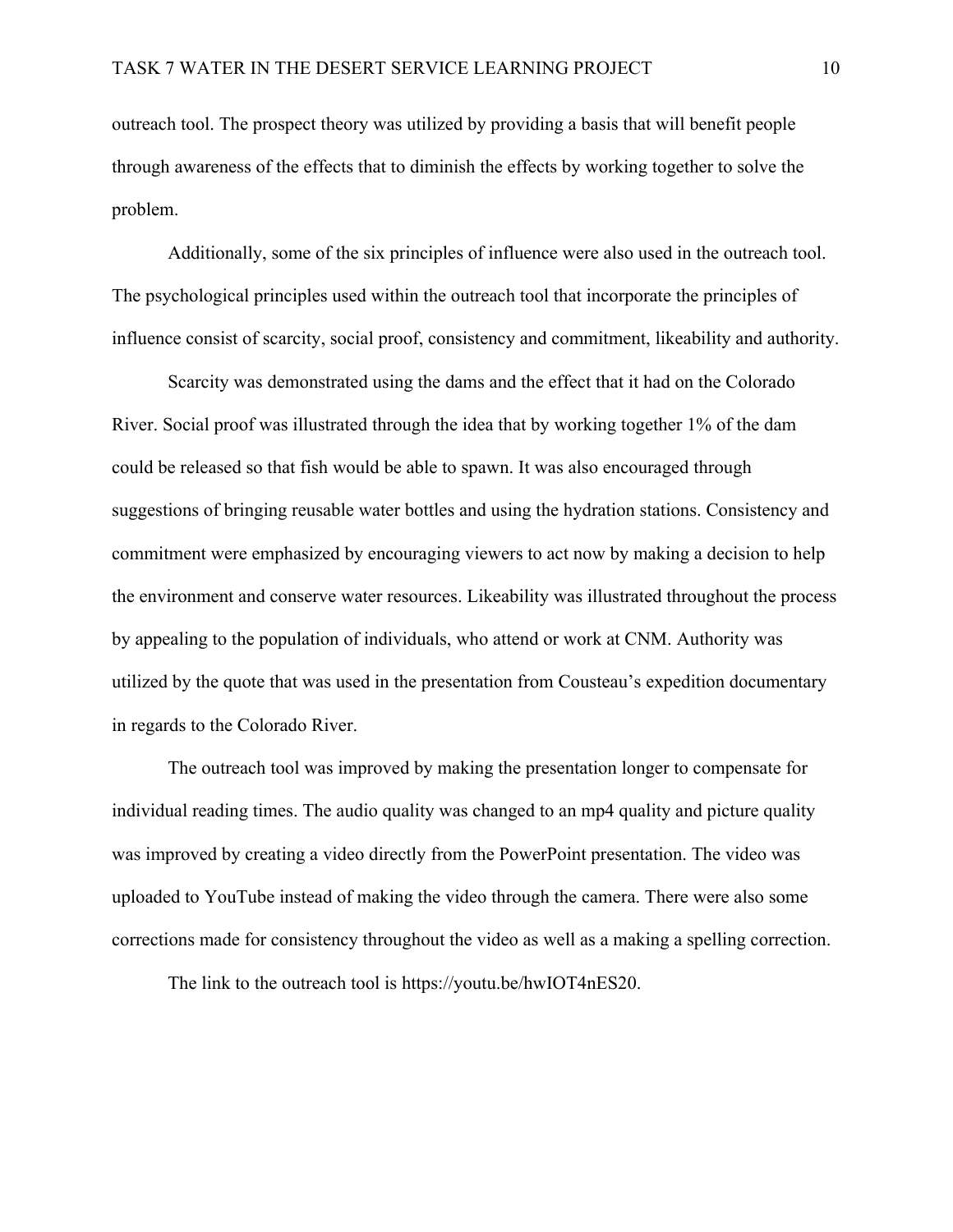outreach tool. The prospect theory was utilized by providing a basis that will benefit people through awareness of the effects that to diminish the effects by working together to solve the problem.

Additionally, some of the six principles of influence were also used in the outreach tool. The psychological principles used within the outreach tool that incorporate the principles of influence consist of scarcity, social proof, consistency and commitment, likeability and authority.

Scarcity was demonstrated using the dams and the effect that it had on the Colorado River. Social proof was illustrated through the idea that by working together 1% of the dam could be released so that fish would be able to spawn. It was also encouraged through suggestions of bringing reusable water bottles and using the hydration stations. Consistency and commitment were emphasized by encouraging viewers to act now by making a decision to help the environment and conserve water resources. Likeability was illustrated throughout the process by appealing to the population of individuals, who attend or work at CNM. Authority was utilized by the quote that was used in the presentation from Cousteau's expedition documentary in regards to the Colorado River.

The outreach tool was improved by making the presentation longer to compensate for individual reading times. The audio quality was changed to an mp4 quality and picture quality was improved by creating a video directly from the PowerPoint presentation. The video was uploaded to YouTube instead of making the video through the camera. There were also some corrections made for consistency throughout the video as well as a making a spelling correction.

The link to the outreach tool is https://youtu.be/hwIOT4nES20.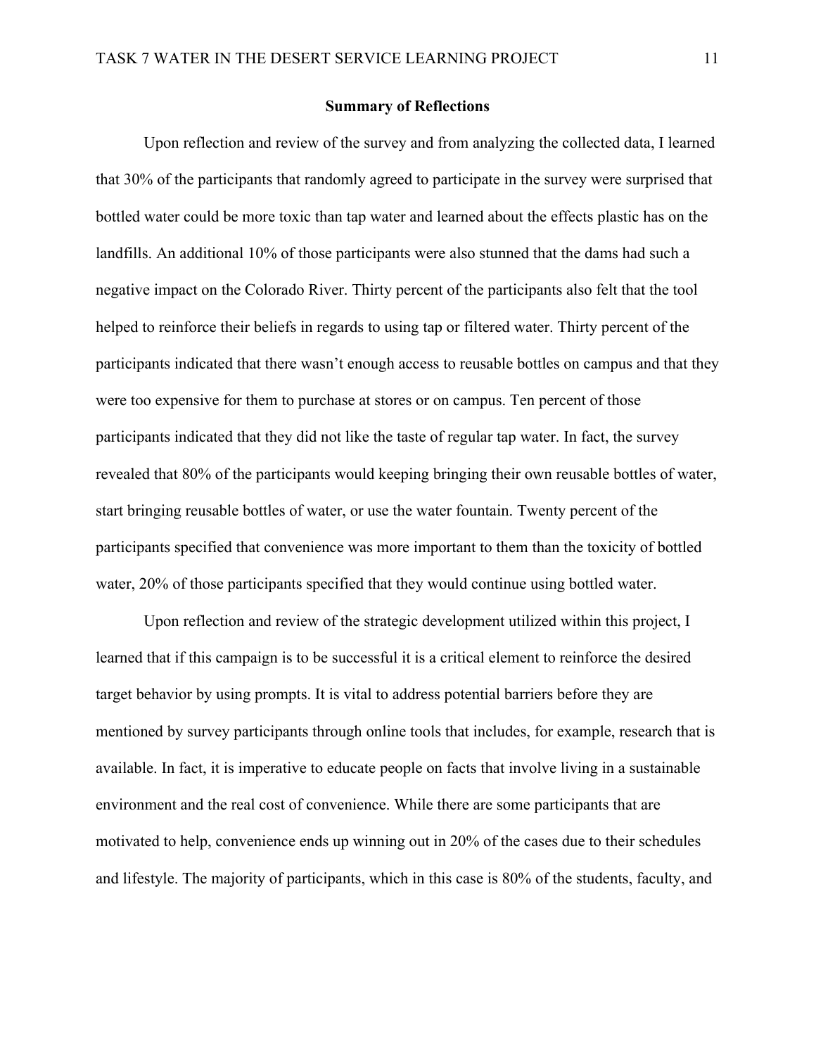## Summary of Reflections

Upon reflection and review of the survey and from analyzing the collected data, I learned that 30% of the participants that randomly agreed to participate in the survey were surprised that bottled water could be more toxic than tap water and learned about the effects plastic has on the landfills. An additional 10% of those participants were also stunned that the dams had such a negative impact on the Colorado River. Thirty percent of the participants also felt that the tool helped to reinforce their beliefs in regards to using tap or filtered water. Thirty percent of the participants indicated that there wasn't enough access to reusable bottles on campus and that they were too expensive for them to purchase at stores or on campus. Ten percent of those participants indicated that they did not like the taste of regular tap water. In fact, the survey revealed that 80% of the participants would keeping bringing their own reusable bottles of water, start bringing reusable bottles of water, or use the water fountain. Twenty percent of the participants specified that convenience was more important to them than the toxicity of bottled water, 20% of those participants specified that they would continue using bottled water.

Upon reflection and review of the strategic development utilized within this project, I learned that if this campaign is to be successful it is a critical element to reinforce the desired target behavior by using prompts. It is vital to address potential barriers before they are mentioned by survey participants through online tools that includes, for example, research that is available. In fact, it is imperative to educate people on facts that involve living in a sustainable environment and the real cost of convenience. While there are some participants that are motivated to help, convenience ends up winning out in 20% of the cases due to their schedules and lifestyle. The majority of participants, which in this case is 80% of the students, faculty, and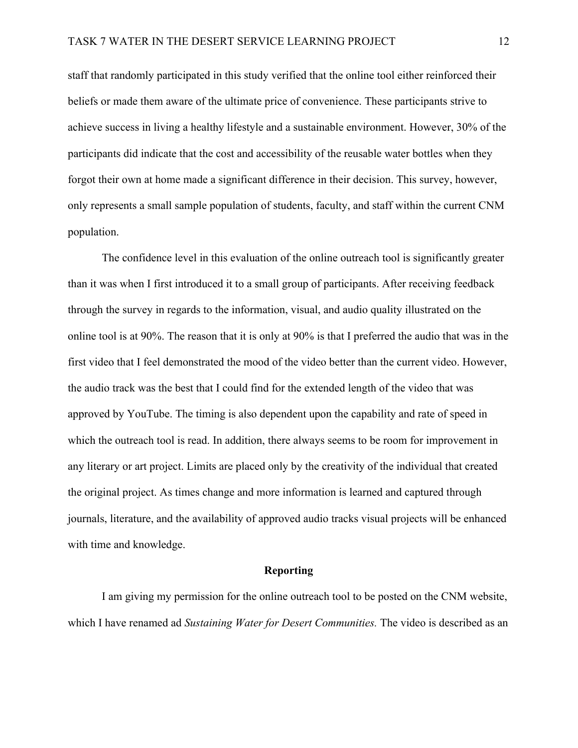staff that randomly participated in this study verified that the online tool either reinforced their beliefs or made them aware of the ultimate price of convenience. These participants strive to achieve success in living a healthy lifestyle and a sustainable environment. However, 30% of the participants did indicate that the cost and accessibility of the reusable water bottles when they forgot their own at home made a significant difference in their decision. This survey, however, only represents a small sample population of students, faculty, and staff within the current CNM population.

The confidence level in this evaluation of the online outreach tool is significantly greater than it was when I first introduced it to a small group of participants. After receiving feedback through the survey in regards to the information, visual, and audio quality illustrated on the online tool is at 90%. The reason that it is only at 90% is that I preferred the audio that was in the first video that I feel demonstrated the mood of the video better than the current video. However, the audio track was the best that I could find for the extended length of the video that was approved by YouTube. The timing is also dependent upon the capability and rate of speed in which the outreach tool is read. In addition, there always seems to be room for improvement in any literary or art project. Limits are placed only by the creativity of the individual that created the original project. As times change and more information is learned and captured through journals, literature, and the availability of approved audio tracks visual projects will be enhanced with time and knowledge.

## Reporting

I am giving my permission for the online outreach tool to be posted on the CNM website, which I have renamed ad *Sustaining Water for Desert Communities.* The video is described as an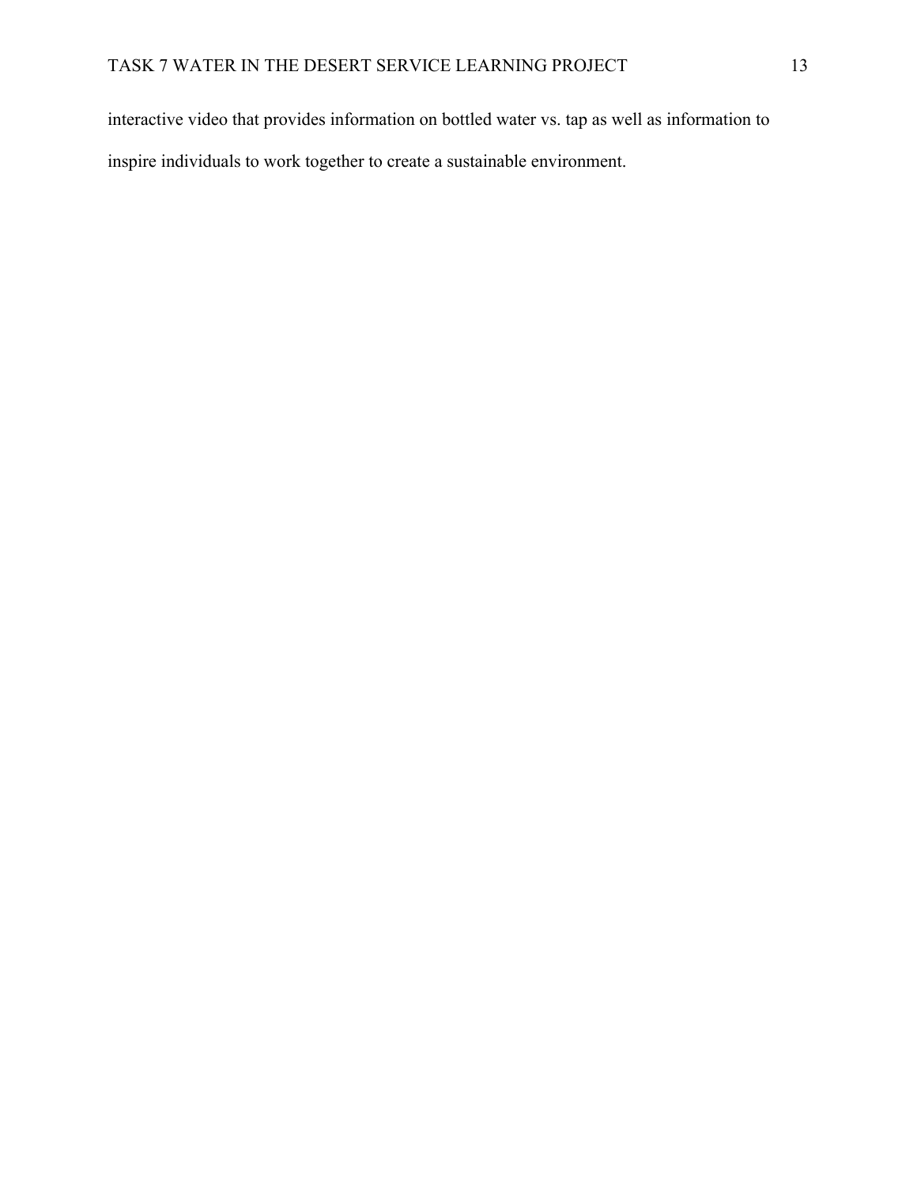interactive video that provides information on bottled water vs. tap as well as information to inspire individuals to work together to create a sustainable environment.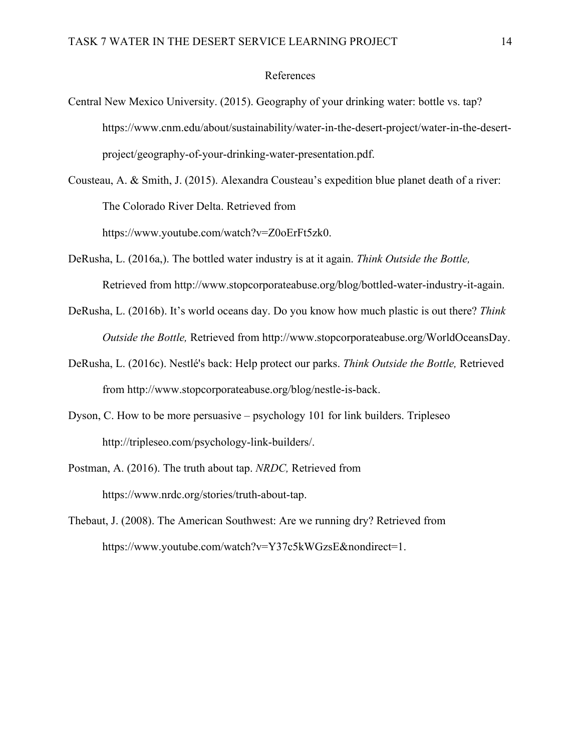# References

Central New Mexico University. (2015). Geography of your drinking water: bottle vs. tap? https://www.cnm.edu/about/sustainability/water-in-the-desert-project/water-in-the-desert-project/geography-of-your-drinking-water-presentation.pdf.

Cousteau, A. & Smith, J. (2015). Alexandra Cousteau's expedition blue planet death of a river: The Colorado River Delta. Retrieved from https://www.youtube.com/watch?v=Z0oErFt5zk0.

DeRusha, L. (2016a,). The bottled water industry is at it again. *Think Outside the Bottle,* Retrieved from http://www.stopcorporateabuse.org/blog/bottled-water-industry-it-again.

DeRusha, L. (2016b). It's world oceans day. Do you know how much plastic is out there? *Think Outside the Bottle,* Retrieved from http://www.stopcorporateabuse.org/WorldOceansDay.

DeRusha, L. (2016c). Nestlé's back: Help protect our parks. *Think Outside the Bottle,* Retrieved from http://www.stopcorporateabuse.org/blog/nestle-is-back.

Dyson, C. How to be more persuasive – psychology 101 for link builders. Tripleseo http://tripleseo.com/psychology-link-builders/.

Postman, A. (2016). The truth about tap. *NRDC,* Retrieved from https://www.nrdc.org/stories/truth-about-tap.

Thebaut, J. (2008). The American Southwest: Are we running dry? Retrieved from https://www.youtube.com/watch?v=Y37c5kWGzsE&nondirect=1.